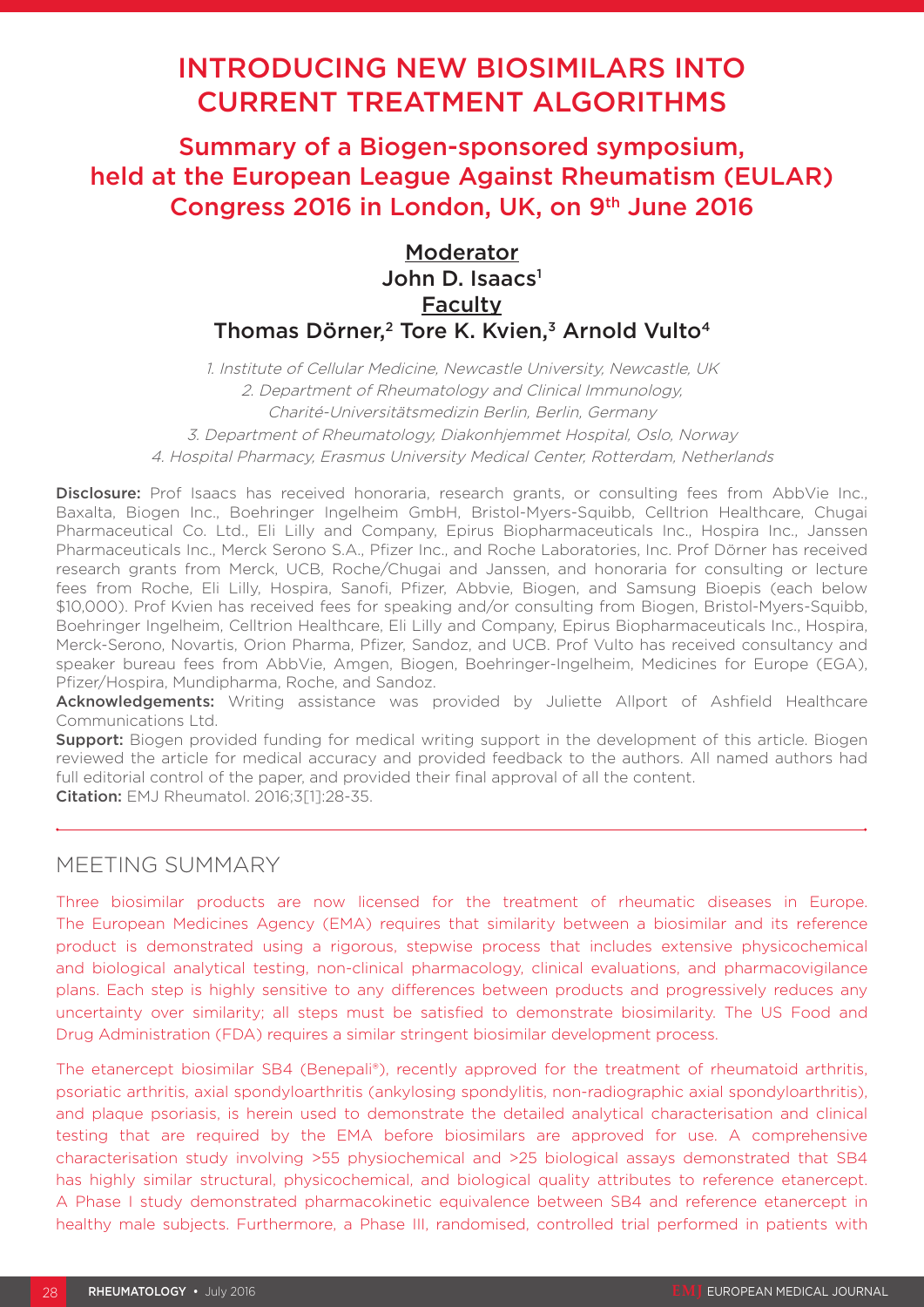# INTRODUCING NEW BIOSIMILARS INTO CURRENT TREATMENT ALGORITHMS

## Summary of a Biogen-sponsored symposium, held at the European League Against Rheumatism (EULAR) Congress 2016 in London, UK, on 9th June 2016

**Moderator**
John D. Isaacs[1]
**Faculty**
Thomas Dörner,[2] Tore K. Kvien,[3] Arnold Vulto[4]

*1. Institute of Cellular Medicine, Newcastle University, Newcastle, UK*
*2. Department of Rheumatology and Clinical Immunology, Charité-Universitätsmedizin Berlin, Berlin, Germany*
*3. Department of Rheumatology, Diakonhjemmet Hospital, Oslo, Norway*
*4. Hospital Pharmacy, Erasmus University Medical Center, Rotterdam, Netherlands*

**Disclosure:** Prof Isaacs has received honoraria, research grants, or consulting fees from AbbVie Inc., Baxalta, Biogen Inc., Boehringer Ingelheim GmbH, Bristol-Myers-Squibb, Celltrion Healthcare, Chugai Pharmaceutical Co. Ltd., Eli Lilly and Company, Epirus Biopharmaceuticals Inc., Hospira Inc., Janssen Pharmaceuticals Inc., Merck Serono S.A., Pfizer Inc., and Roche Laboratories, Inc. Prof Dörner has received research grants from Merck, UCB, Roche/Chugai and Janssen, and honoraria for consulting or lecture fees from Roche, Eli Lilly, Hospira, Sanofi, Pfizer, Abbvie, Biogen, and Samsung Bioepis (each below $10,000). Prof Kvien has received fees for speaking and/or consulting from Biogen, Bristol-Myers-Squibb, Boehringer Ingelheim, Celltrion Healthcare, Eli Lilly and Company, Epirus Biopharmaceuticals Inc., Hospira, Merck-Serono, Novartis, Orion Pharma, Pfizer, Sandoz, and UCB. Prof Vulto has received consultancy and speaker bureau fees from AbbVie, Amgen, Biogen, Boehringer-Ingelheim, Medicines for Europe (EGA), Pfizer/Hospira, Mundipharma, Roche, and Sandoz.
**Acknowledgements:** Writing assistance was provided by Juliette Allport of Ashfield Healthcare Communications Ltd.
**Support:** Biogen provided funding for medical writing support in the development of this article. Biogen reviewed the article for medical accuracy and provided feedback to the authors. All named authors had full editorial control of the paper, and provided their final approval of all the content.
**Citation:** EMJ Rheumatol. 2016;3[1]:28-35.

## MEETING SUMMARY

Three biosimilar products are now licensed for the treatment of rheumatic diseases in Europe. The European Medicines Agency (EMA) requires that similarity between a biosimilar and its reference product is demonstrated using a rigorous, stepwise process that includes extensive physicochemical and biological analytical testing, non-clinical pharmacology, clinical evaluations, and pharmacovigilance plans. Each step is highly sensitive to any differences between products and progressively reduces any uncertainty over similarity; all steps must be satisfied to demonstrate biosimilarity. The US Food and Drug Administration (FDA) requires a similar stringent biosimilar development process.

The etanercept biosimilar SB4 (Benepali®), recently approved for the treatment of rheumatoid arthritis, psoriatic arthritis, axial spondyloarthritis (ankylosing spondylitis, non-radiographic axial spondyloarthritis), and plaque psoriasis, is herein used to demonstrate the detailed analytical characterisation and clinical testing that are required by the EMA before biosimilars are approved for use. A comprehensive characterisation study involving >55 physiochemical and >25 biological assays demonstrated that SB4 has highly similar structural, physicochemical, and biological quality attributes to reference etanercept. A Phase I study demonstrated pharmacokinetic equivalence between SB4 and reference etanercept in healthy male subjects. Furthermore, a Phase III, randomised, controlled trial performed in patients with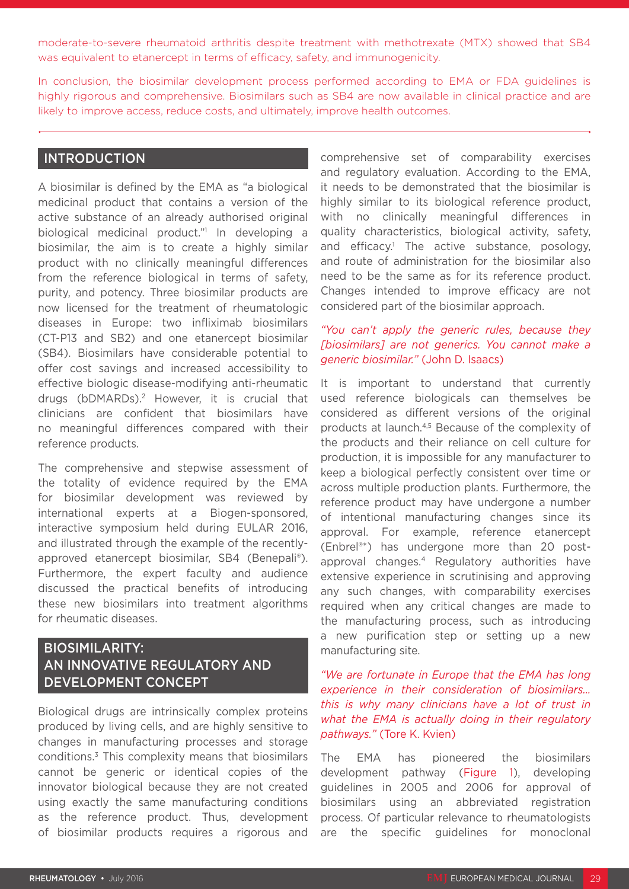moderate-to-severe rheumatoid arthritis despite treatment with methotrexate (MTX) showed that SB4 was equivalent to etanercept in terms of efficacy, safety, and immunogenicity.

In conclusion, the biosimilar development process performed according to EMA or FDA guidelines is highly rigorous and comprehensive. Biosimilars such as SB4 are now available in clinical practice and are likely to improve access, reduce costs, and ultimately, improve health outcomes.

## INTRODUCTION

A biosimilar is defined by the EMA as "a biological medicinal product that contains a version of the active substance of an already authorised original biological medicinal product."[1] In developing a biosimilar, the aim is to create a highly similar product with no clinically meaningful differences from the reference biological in terms of safety, purity, and potency. Three biosimilar products are now licensed for the treatment of rheumatologic diseases in Europe: two infliximab biosimilars (CT-P13 and SB2) and one etanercept biosimilar (SB4). Biosimilars have considerable potential to offer cost savings and increased accessibility to effective biologic disease-modifying anti-rheumatic drugs (bDMARDs).[2] However, it is crucial that clinicians are confident that biosimilars have no meaningful differences compared with their reference products.

The comprehensive and stepwise assessment of the totality of evidence required by the EMA for biosimilar development was reviewed by international experts at a Biogen-sponsored, interactive symposium held during EULAR 2016, and illustrated through the example of the recently-approved etanercept biosimilar, SB4 (Benepali®). Furthermore, the expert faculty and audience discussed the practical benefits of introducing these new biosimilars into treatment algorithms for rheumatic diseases.

## BIOSIMILARITY: AN INNOVATIVE REGULATORY AND DEVELOPMENT CONCEPT

Biological drugs are intrinsically complex proteins produced by living cells, and are highly sensitive to changes in manufacturing processes and storage conditions.[3] This complexity means that biosimilars cannot be generic or identical copies of the innovator biological because they are not created using exactly the same manufacturing conditions as the reference product. Thus, development of biosimilar products requires a rigorous and comprehensive set of comparability exercises and regulatory evaluation. According to the EMA, it needs to be demonstrated that the biosimilar is highly similar to its biological reference product, with no clinically meaningful differences in quality characteristics, biological activity, safety, and efficacy.[1] The active substance, posology, and route of administration for the biosimilar also need to be the same as for its reference product. Changes intended to improve efficacy are not considered part of the biosimilar approach.

*"You can't apply the generic rules, because they [biosimilars] are not generics. You cannot make a generic biosimilar."* (John D. Isaacs)

It is important to understand that currently used reference biologicals can themselves be considered as different versions of the original products at launch.[4,5] Because of the complexity of the products and their reliance on cell culture for production, it is impossible for any manufacturer to keep a biological perfectly consistent over time or across multiple production plants. Furthermore, the reference product may have undergone a number of intentional manufacturing changes since its approval. For example, reference etanercept (Enbrel®*) has undergone more than 20 post-approval changes.[4] Regulatory authorities have extensive experience in scrutinising and approving any such changes, with comparability exercises required when any critical changes are made to the manufacturing process, such as introducing a new purification step or setting up a new manufacturing site.

*"We are fortunate in Europe that the EMA has long experience in their consideration of biosimilars… this is why many clinicians have a lot of trust in what the EMA is actually doing in their regulatory pathways."* (Tore K. Kvien)

The EMA has pioneered the biosimilars development pathway (Figure 1), developing guidelines in 2005 and 2006 for approval of biosimilars using an abbreviated registration process. Of particular relevance to rheumatologists are the specific guidelines for monoclonal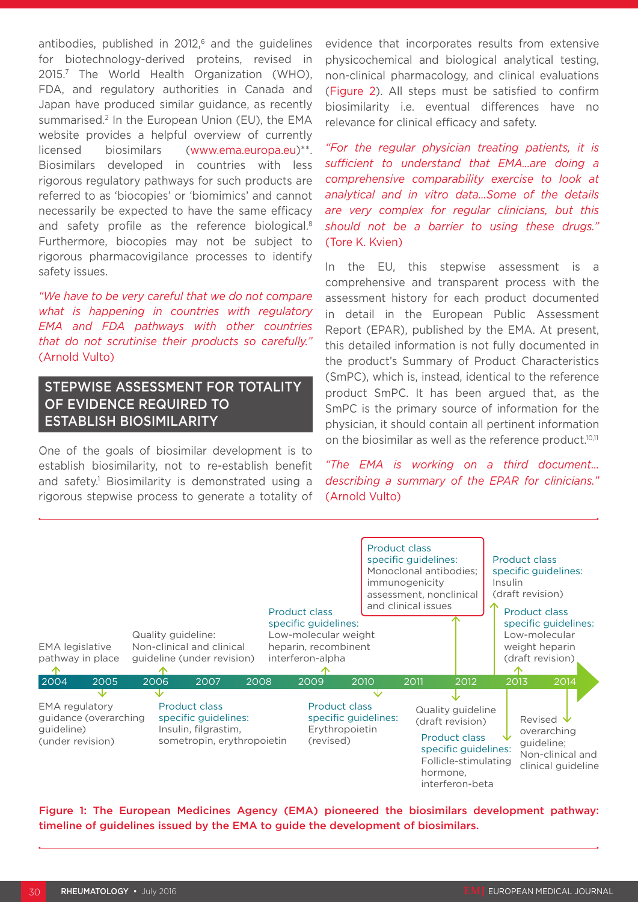antibodies, published in 2012,[6] and the guidelines for biotechnology-derived proteins, revised in 2015.[7] The World Health Organization (WHO), FDA, and regulatory authorities in Canada and Japan have produced similar guidance, as recently summarised.[2] In the European Union (EU), the EMA website provides a helpful overview of currently licensed biosimilars (www.ema.europa.eu)**. Biosimilars developed in countries with less rigorous regulatory pathways for such products are referred to as 'biocopies' or 'biomimics' and cannot necessarily be expected to have the same efficacy and safety profile as the reference biological.[8] Furthermore, biocopies may not be subject to rigorous pharmacovigilance processes to identify safety issues.

*"We have to be very careful that we do not compare what is happening in countries with regulatory EMA and FDA pathways with other countries that do not scrutinise their products so carefully."* (Arnold Vulto)

## STEPWISE ASSESSMENT FOR TOTALITY OF EVIDENCE REQUIRED TO ESTABLISH BIOSIMILARITY

One of the goals of biosimilar development is to establish biosimilarity, not to re-establish benefit and safety.[1] Biosimilarity is demonstrated using a rigorous stepwise process to generate a totality of evidence that incorporates results from extensive physicochemical and biological analytical testing, non-clinical pharmacology, and clinical evaluations (Figure 2). All steps must be satisfied to confirm biosimilarity i.e. eventual differences have no relevance for clinical efficacy and safety.

*"For the regular physician treating patients, it is sufficient to understand that EMA...are doing a comprehensive comparability exercise to look at analytical and in vitro data...Some of the details are very complex for regular clinicians, but this should not be a barrier to using these drugs."* (Tore K. Kvien)

In the EU, this stepwise assessment is a comprehensive and transparent process with the assessment history for each product documented in detail in the European Public Assessment Report (EPAR), published by the EMA. At present, this detailed information is not fully documented in the product's Summary of Product Characteristics (SmPC), which is, instead, identical to the reference product SmPC. It has been argued that, as the SmPC is the primary source of information for the physician, it should contain all pertinent information on the biosimilar as well as the reference product.[10,11]

*"The EMA is working on a third document... describing a summary of the EPAR for clinicians."* (Arnold Vulto)

- 2004: EMA legislative pathway in place
- 2005: EMA regulatory guidance (overarching guideline) (under revision)
- 2006: Quality guideline: Non-clinical and clinical guideline (under revision)
- 2006: Product class specific guidelines: Insulin, filgrastim, sometropin, erythropoietin
- 2009: Product class specific guidelines: Low-molecular weight heparin, recombinent interferon-alpha
- 2010: Product class specific guidelines: Erythropoietin (revised)
- 2012: Product class specific guidelines: Monoclonal antibodies; immunogenicity assessment, nonclinical and clinical issues
- 2012: Quality guideline (draft revision)
- 2013: Product class specific guidelines: Insulin (draft revision)
- 2013: Product class specific guidelines: Low-molecular weight heparin (draft revision)
- 2013: Product class specific guidelines: Follicle-stimulating hormone, interferon-beta
- 2014: Revised overarching guideline; Non-clinical and clinical guideline

**Figure 1: The European Medicines Agency (EMA) pioneered the biosimilars development pathway: timeline of guidelines issued by the EMA to guide the development of biosimilars.**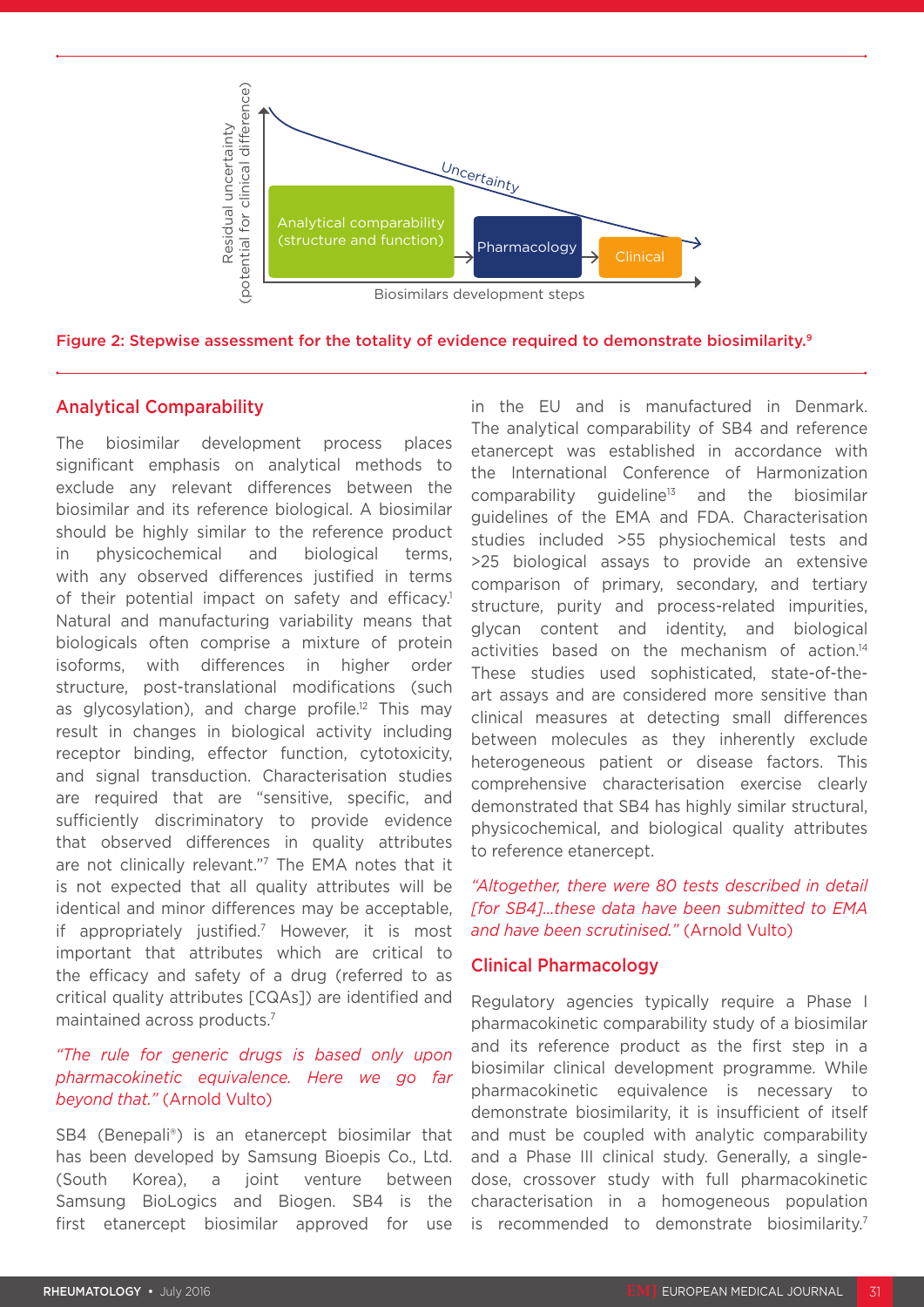Figure 2: Stepwise assessment for the totality of evidence required to demonstrate biosimilarity.[9]

## Analytical Comparability

The biosimilar development process places significant emphasis on analytical methods to exclude any relevant differences between the biosimilar and its reference biological. A biosimilar should be highly similar to the reference product in physicochemical and biological terms, with any observed differences justified in terms of their potential impact on safety and efficacy.[1] Natural and manufacturing variability means that biologicals often comprise a mixture of protein isoforms, with differences in higher order structure, post-translational modifications (such as glycosylation), and charge profile.[12] This may result in changes in biological activity including receptor binding, effector function, cytotoxicity, and signal transduction. Characterisation studies are required that are "sensitive, specific, and sufficiently discriminatory to provide evidence that observed differences in quality attributes are not clinically relevant."[7] The EMA notes that it is not expected that all quality attributes will be identical and minor differences may be acceptable, if appropriately justified.[7] However, it is most important that attributes which are critical to the efficacy and safety of a drug (referred to as critical quality attributes [CQAs]) are identified and maintained across products.[7]

*"The rule for generic drugs is based only upon pharmacokinetic equivalence. Here we go far beyond that."* (Arnold Vulto)

SB4 (Benepali®) is an etanercept biosimilar that has been developed by Samsung Bioepis Co., Ltd. (South Korea), a joint venture between Samsung BioLogics and Biogen. SB4 is the first etanercept biosimilar approved for use in the EU and is manufactured in Denmark. The analytical comparability of SB4 and reference etanercept was established in accordance with the International Conference of Harmonization comparability guideline[13] and the biosimilar guidelines of the EMA and FDA. Characterisation studies included >55 physiochemical tests and >25 biological assays to provide an extensive comparison of primary, secondary, and tertiary structure, purity and process-related impurities, glycan content and identity, and biological activities based on the mechanism of action.[14] These studies used sophisticated, state-of-the-art assays and are considered more sensitive than clinical measures at detecting small differences between molecules as they inherently exclude heterogeneous patient or disease factors. This comprehensive characterisation exercise clearly demonstrated that SB4 has highly similar structural, physicochemical, and biological quality attributes to reference etanercept.

*"Altogether, there were 80 tests described in detail [for SB4]...these data have been submitted to EMA and have been scrutinised."* (Arnold Vulto)

## Clinical Pharmacology

Regulatory agencies typically require a Phase I pharmacokinetic comparability study of a biosimilar and its reference product as the first step in a biosimilar clinical development programme. While pharmacokinetic equivalence is necessary to demonstrate biosimilarity, it is insufficient of itself and must be coupled with analytic comparability and a Phase III clinical study. Generally, a single-dose, crossover study with full pharmacokinetic characterisation in a homogeneous population is recommended to demonstrate biosimilarity.[7]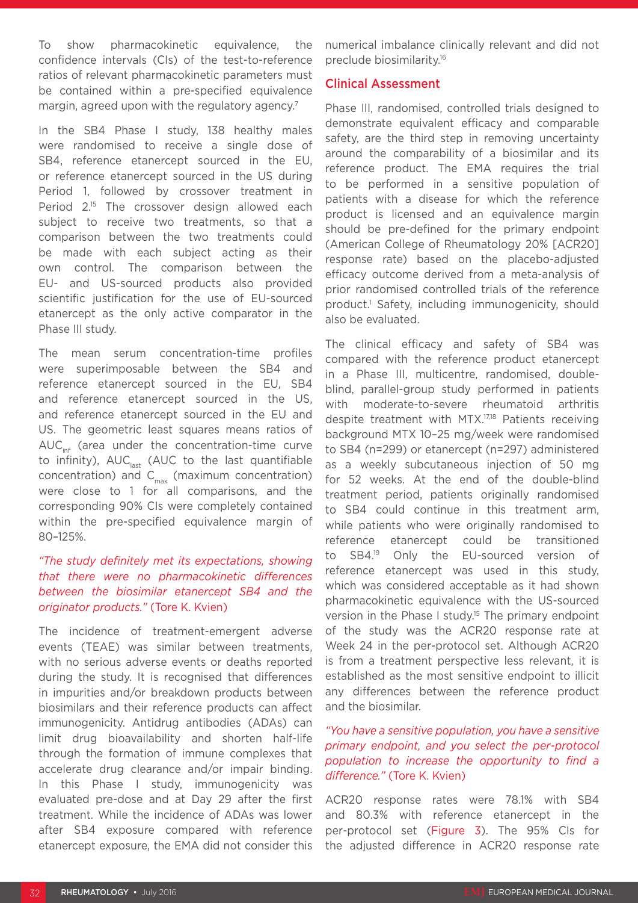To show pharmacokinetic equivalence, the confidence intervals (CIs) of the test-to-reference ratios of relevant pharmacokinetic parameters must be contained within a pre-specified equivalence margin, agreed upon with the regulatory agency.[7]

In the SB4 Phase I study, 138 healthy males were randomised to receive a single dose of SB4, reference etanercept sourced in the EU, or reference etanercept sourced in the US during Period 1, followed by crossover treatment in Period 2.[15] The crossover design allowed each subject to receive two treatments, so that a comparison between the two treatments could be made with each subject acting as their own control. The comparison between the EU- and US-sourced products also provided scientific justification for the use of EU-sourced etanercept as the only active comparator in the Phase III study.

The mean serum concentration-time profiles were superimposable between the SB4 and reference etanercept sourced in the EU, SB4 and reference etanercept sourced in the US, and reference etanercept sourced in the EU and US. The geometric least squares means ratios of $AUC_{inf}$ (area under the concentration-time curve to infinity), $AUC_{last}$ (AUC to the last quantifiable concentration) and $C_{max}$ (maximum concentration) were close to 1 for all comparisons, and the corresponding 90% CIs were completely contained within the pre-specified equivalence margin of 80–125%.

*"The study definitely met its expectations, showing that there were no pharmacokinetic differences between the biosimilar etanercept SB4 and the originator products."* (Tore K. Kvien)

The incidence of treatment-emergent adverse events (TEAE) was similar between treatments, with no serious adverse events or deaths reported during the study. It is recognised that differences in impurities and/or breakdown products between biosimilars and their reference products can affect immunogenicity. Antidrug antibodies (ADAs) can limit drug bioavailability and shorten half-life through the formation of immune complexes that accelerate drug clearance and/or impair binding. In this Phase I study, immunogenicity was evaluated pre-dose and at Day 29 after the first treatment. While the incidence of ADAs was lower after SB4 exposure compared with reference etanercept exposure, the EMA did not consider this numerical imbalance clinically relevant and did not preclude biosimilarity.[16]

## Clinical Assessment

Phase III, randomised, controlled trials designed to demonstrate equivalent efficacy and comparable safety, are the third step in removing uncertainty around the comparability of a biosimilar and its reference product. The EMA requires the trial to be performed in a sensitive population of patients with a disease for which the reference product is licensed and an equivalence margin should be pre-defined for the primary endpoint (American College of Rheumatology 20% [ACR20] response rate) based on the placebo-adjusted efficacy outcome derived from a meta-analysis of prior randomised controlled trials of the reference product.[1] Safety, including immunogenicity, should also be evaluated.

The clinical efficacy and safety of SB4 was compared with the reference product etanercept in a Phase III, multicentre, randomised, double-blind, parallel-group study performed in patients with moderate-to-severe rheumatoid arthritis despite treatment with MTX.[17,18] Patients receiving background MTX 10–25 mg/week were randomised to SB4 (n=299) or etanercept (n=297) administered as a weekly subcutaneous injection of 50 mg for 52 weeks. At the end of the double-blind treatment period, patients originally randomised to SB4 could continue in this treatment arm, while patients who were originally randomised to reference etanercept could be transitioned to SB4.[19] Only the EU-sourced version of reference etanercept was used in this study, which was considered acceptable as it had shown pharmacokinetic equivalence with the US-sourced version in the Phase I study.[15] The primary endpoint of the study was the ACR20 response rate at Week 24 in the per-protocol set. Although ACR20 is from a treatment perspective less relevant, it is established as the most sensitive endpoint to illicit any differences between the reference product and the biosimilar.

*"You have a sensitive population, you have a sensitive primary endpoint, and you select the per-protocol population to increase the opportunity to find a difference."* (Tore K. Kvien)

ACR20 response rates were 78.1% with SB4 and 80.3% with reference etanercept in the per-protocol set (Figure 3). The 95% CIs for the adjusted difference in ACR20 response rate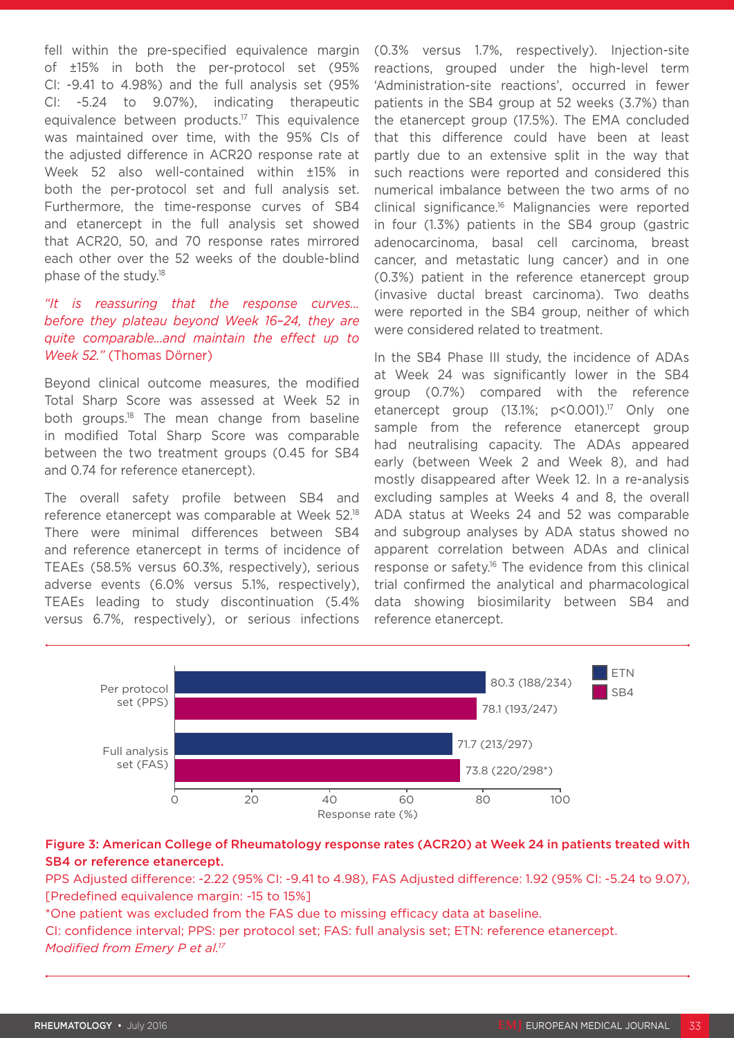fell within the pre-specified equivalence margin of ±15% in both the per-protocol set (95% CI: -9.41 to 4.98%) and the full analysis set (95% CI: -5.24 to 9.07%), indicating therapeutic equivalence between products.[17] This equivalence was maintained over time, with the 95% CIs of the adjusted difference in ACR20 response rate at Week 52 also well-contained within ±15% in both the per-protocol set and full analysis set. Furthermore, the time-response curves of SB4 and etanercept in the full analysis set showed that ACR20, 50, and 70 response rates mirrored each other over the 52 weeks of the double-blind phase of the study.[18]

*"It is reassuring that the response curves... before they plateau beyond Week 16–24, they are quite comparable...and maintain the effect up to Week 52."* (Thomas Dörner)

Beyond clinical outcome measures, the modified Total Sharp Score was assessed at Week 52 in both groups.[18] The mean change from baseline in modified Total Sharp Score was comparable between the two treatment groups (0.45 for SB4 and 0.74 for reference etanercept).

The overall safety profile between SB4 and reference etanercept was comparable at Week 52.[18] There were minimal differences between SB4 and reference etanercept in terms of incidence of TEAEs (58.5% versus 60.3%, respectively), serious adverse events (6.0% versus 5.1%, respectively), TEAEs leading to study discontinuation (5.4% versus 6.7%, respectively), or serious infections (0.3% versus 1.7%, respectively). Injection-site reactions, grouped under the high-level term 'Administration-site reactions', occurred in fewer patients in the SB4 group at 52 weeks (3.7%) than the etanercept group (17.5%). The EMA concluded that this difference could have been at least partly due to an extensive split in the way that such reactions were reported and considered this numerical imbalance between the two arms of no clinical significance.[16] Malignancies were reported in four (1.3%) patients in the SB4 group (gastric adenocarcinoma, basal cell carcinoma, breast cancer, and metastatic lung cancer) and in one (0.3%) patient in the reference etanercept group (invasive ductal breast carcinoma). Two deaths were reported in the SB4 group, neither of which were considered related to treatment.

In the SB4 Phase III study, the incidence of ADAs at Week 24 was significantly lower in the SB4 group (0.7%) compared with the reference etanercept group (13.1%; $p<0.001$).[17] Only one sample from the reference etanercept group had neutralising capacity. The ADAs appeared early (between Week 2 and Week 8), and had mostly disappeared after Week 12. In a re-analysis excluding samples at Weeks 4 and 8, the overall ADA status at Weeks 24 and 52 was comparable and subgroup analyses by ADA status showed no apparent correlation between ADAs and clinical response or safety.[16] The evidence from this clinical trial confirmed the analytical and pharmacological data showing biosimilarity between SB4 and reference etanercept.

| | ETN | SB4 |
|---|---|---|
| Per protocol set (PPS) | 80.3 (188/234) | 78.1 (193/247) |
| Full analysis set (FAS) | 71.7 (213/297) | 73.8 (220/298*) |

Response rate (%)

**Figure 3: American College of Rheumatology response rates (ACR20) at Week 24 in patients treated with SB4 or reference etanercept.**

PPS Adjusted difference: -2.22 (95% CI: -9.41 to 4.98), FAS Adjusted difference: 1.92 (95% CI: -5.24 to 9.07), [Predefined equivalence margin: -15 to 15%]

*One patient was excluded from the FAS due to missing efficacy data at baseline.

CI: confidence interval; PPS: per protocol set; FAS: full analysis set; ETN: reference etanercept.

*Modified from Emery P et al.*[17]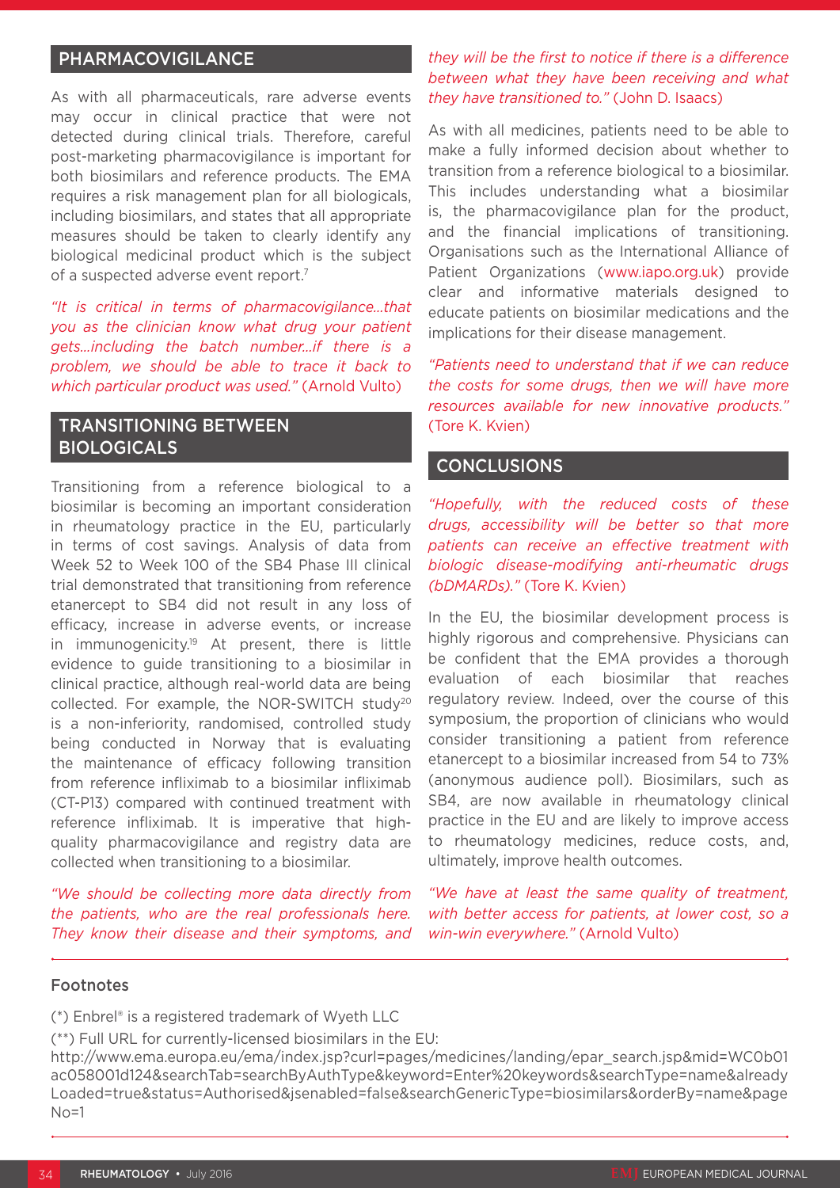## PHARMACOVIGILANCE

As with all pharmaceuticals, rare adverse events may occur in clinical practice that were not detected during clinical trials. Therefore, careful post-marketing pharmacovigilance is important for both biosimilars and reference products. The EMA requires a risk management plan for all biologicals, including biosimilars, and states that all appropriate measures should be taken to clearly identify any biological medicinal product which is the subject of a suspected adverse event report.[7]

*"It is critical in terms of pharmacovigilance...that you as the clinician know what drug your patient gets...including the batch number...if there is a problem, we should be able to trace it back to which particular product was used."* (Arnold Vulto)

## TRANSITIONING BETWEEN BIOLOGICALS

Transitioning from a reference biological to a biosimilar is becoming an important consideration in rheumatology practice in the EU, particularly in terms of cost savings. Analysis of data from Week 52 to Week 100 of the SB4 Phase III clinical trial demonstrated that transitioning from reference etanercept to SB4 did not result in any loss of efficacy, increase in adverse events, or increase in immunogenicity.[19] At present, there is little evidence to guide transitioning to a biosimilar in clinical practice, although real-world data are being collected. For example, the NOR-SWITCH study[20] is a non-inferiority, randomised, controlled study being conducted in Norway that is evaluating the maintenance of efficacy following transition from reference infliximab to a biosimilar infliximab (CT-P13) compared with continued treatment with reference infliximab. It is imperative that high-quality pharmacovigilance and registry data are collected when transitioning to a biosimilar.

*"We should be collecting more data directly from the patients, who are the real professionals here. They know their disease and their symptoms, and they will be the first to notice if there is a difference between what they have been receiving and what they have transitioned to."* (John D. Isaacs)

As with all medicines, patients need to be able to make a fully informed decision about whether to transition from a reference biological to a biosimilar. This includes understanding what a biosimilar is, the pharmacovigilance plan for the product, and the financial implications of transitioning. Organisations such as the International Alliance of Patient Organizations (www.iapo.org.uk) provide clear and informative materials designed to educate patients on biosimilar medications and the implications for their disease management.

*"Patients need to understand that if we can reduce the costs for some drugs, then we will have more resources available for new innovative products."* (Tore K. Kvien)

## CONCLUSIONS

*"Hopefully, with the reduced costs of these drugs, accessibility will be better so that more patients can receive an effective treatment with biologic disease-modifying anti-rheumatic drugs (bDMARDs)."* (Tore K. Kvien)

In the EU, the biosimilar development process is highly rigorous and comprehensive. Physicians can be confident that the EMA provides a thorough evaluation of each biosimilar that reaches regulatory review. Indeed, over the course of this symposium, the proportion of clinicians who would consider transitioning a patient from reference etanercept to a biosimilar increased from 54 to 73% (anonymous audience poll). Biosimilars, such as SB4, are now available in rheumatology clinical practice in the EU and are likely to improve access to rheumatology medicines, reduce costs, and, ultimately, improve health outcomes.

*"We have at least the same quality of treatment, with better access for patients, at lower cost, so a win-win everywhere."* (Arnold Vulto)

### Footnotes

(*) Enbrel® is a registered trademark of Wyeth LLC

(**) Full URL for currently-licensed biosimilars in the EU:
http://www.ema.europa.eu/ema/index.jsp?curl=pages/medicines/landing/epar_search.jsp&mid=WC0b01ac058001d124&searchTab=searchByAuthType&keyword=Enter%20keywords&searchType=name&alreadyLoaded=true&status=Authorised&jsenabled=false&searchGenericType=biosimilars&orderBy=name&pageNo=1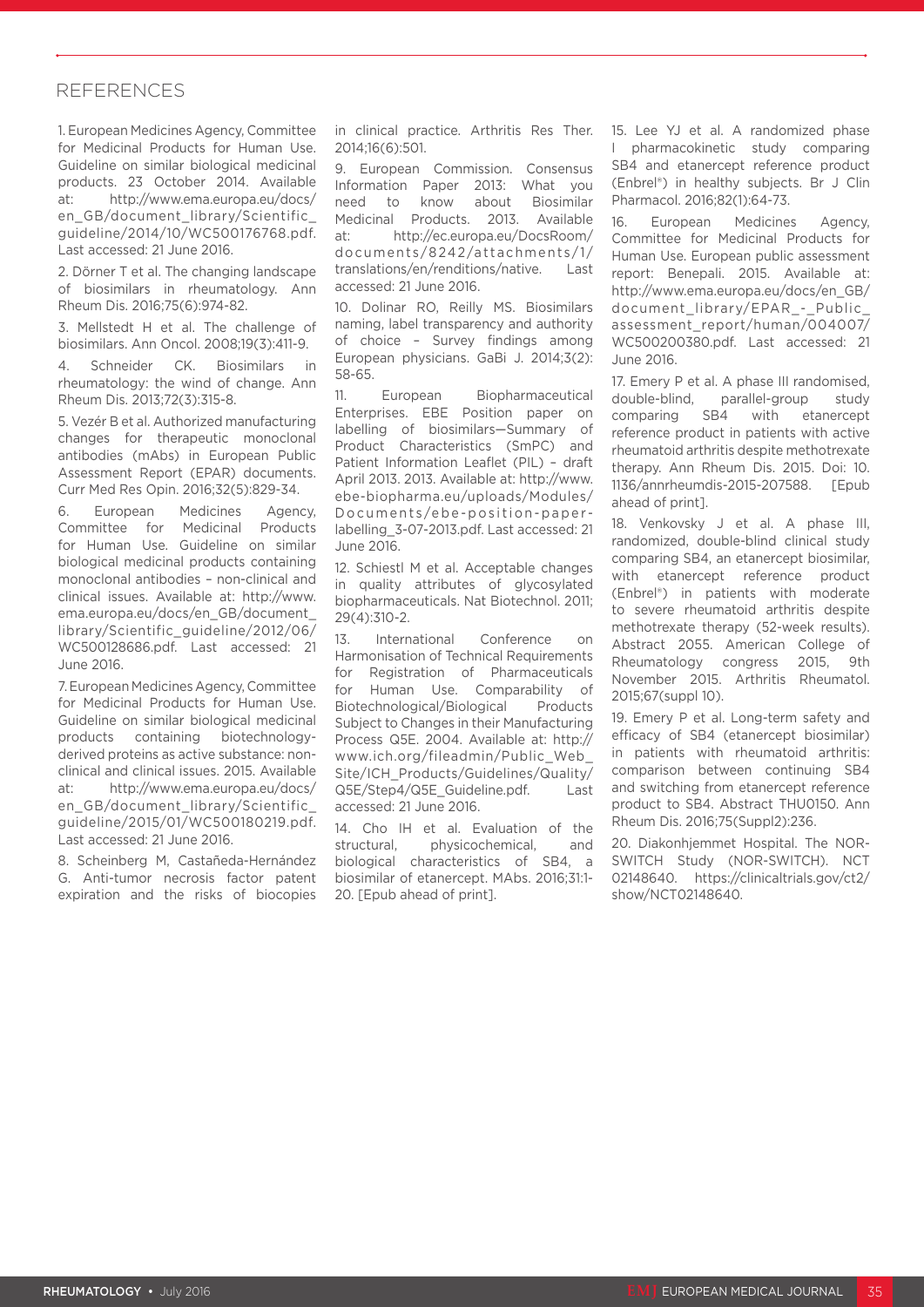## REFERENCES

1. European Medicines Agency, Committee for Medicinal Products for Human Use. Guideline on similar biological medicinal products. 23 October 2014. Available at: http://www.ema.europa.eu/docs/en_GB/document_library/Scientific_guideline/2014/10/WC500176768.pdf. Last accessed: 21 June 2016.

2. Dörner T et al. The changing landscape of biosimilars in rheumatology. Ann Rheum Dis. 2016;75(6):974-82.

3. Mellstedt H et al. The challenge of biosimilars. Ann Oncol. 2008;19(3):411-9.

4. Schneider CK. Biosimilars in rheumatology: the wind of change. Ann Rheum Dis. 2013;72(3):315-8.

5. Vezér B et al. Authorized manufacturing changes for therapeutic monoclonal antibodies (mAbs) in European Public Assessment Report (EPAR) documents. Curr Med Res Opin. 2016;32(5):829-34.

6. European Medicines Agency, Committee for Medicinal Products for Human Use. Guideline on similar biological medicinal products containing monoclonal antibodies – non-clinical and clinical issues. Available at: http://www.ema.europa.eu/docs/en_GB/document_library/Scientific_guideline/2012/06/WC500128686.pdf. Last accessed: 21 June 2016.

7. European Medicines Agency, Committee for Medicinal Products for Human Use. Guideline on similar biological medicinal products containing biotechnology-derived proteins as active substance: non-clinical and clinical issues. 2015. Available at: http://www.ema.europa.eu/docs/en_GB/document_library/Scientific_guideline/2015/01/WC500180219.pdf. Last accessed: 21 June 2016.

8. Scheinberg M, Castañeda-Hernández G. Anti-tumor necrosis factor patent expiration and the risks of biocopies in clinical practice. Arthritis Res Ther. 2014;16(6):501.

9. European Commission. Consensus Information Paper 2013: What you need to know about Biosimilar Medicinal Products. 2013. Available at: http://ec.europa.eu/DocsRoom/documents/8242/attachments/1/translations/en/renditions/native. Last accessed: 21 June 2016.

10. Dolinar RO, Reilly MS. Biosimilars naming, label transparency and authority of choice – Survey findings among European physicians. GaBi J. 2014;3(2):58-65.

11. European Biopharmaceutical Enterprises. EBE Position paper on labelling of biosimilars—Summary of Product Characteristics (SmPC) and Patient Information Leaflet (PIL) – draft April 2013. 2013. Available at: http://www.ebe-biopharma.eu/uploads/Modules/Documents/ebe-position-paper-labelling_3-07-2013.pdf. Last accessed: 21 June 2016.

12. Schiestl M et al. Acceptable changes in quality attributes of glycosylated biopharmaceuticals. Nat Biotechnol. 2011;29(4):310-2.

13. International Conference on Harmonisation of Technical Requirements for Registration of Pharmaceuticals for Human Use. Comparability of Biotechnological/Biological Products Subject to Changes in their Manufacturing Process Q5E. 2004. Available at: http://www.ich.org/fileadmin/Public_Web_Site/ICH_Products/Guidelines/Quality/Q5E/Step4/Q5E_Guideline.pdf. Last accessed: 21 June 2016.

14. Cho IH et al. Evaluation of the structural, physicochemical, and biological characteristics of SB4, a biosimilar of etanercept. MAbs. 2016;31:1-20. [Epub ahead of print].

15. Lee YJ et al. A randomized phase I pharmacokinetic study comparing SB4 and etanercept reference product (Enbrel®) in healthy subjects. Br J Clin Pharmacol. 2016;82(1):64-73.

16. European Medicines Agency, Committee for Medicinal Products for Human Use. European public assessment report: Benepali. 2015. Available at: http://www.ema.europa.eu/docs/en_GB/document_library/EPAR_-_Public_assessment_report/human/004007/WC500200380.pdf. Last accessed: 21 June 2016.

17. Emery P et al. A phase III randomised, double-blind, parallel-group study comparing SB4 with etanercept reference product in patients with active rheumatoid arthritis despite methotrexate therapy. Ann Rheum Dis. 2015. Doi: 10.1136/annrheumdis-2015-207588. [Epub ahead of print].

18. Venkovsky J et al. A phase III, randomized, double-blind clinical study comparing SB4, an etanercept biosimilar, with etanercept reference product (Enbrel®) in patients with moderate to severe rheumatoid arthritis despite methotrexate therapy (52-week results). Abstract 2055. American College of Rheumatology congress 2015, 9th November 2015. Arthritis Rheumatol. 2015;67(suppl 10).

19. Emery P et al. Long-term safety and efficacy of SB4 (etanercept biosimilar) in patients with rheumatoid arthritis: comparison between continuing SB4 and switching from etanercept reference product to SB4. Abstract THU0150. Ann Rheum Dis. 2016;75(Suppl2):236.

20. Diakonhjemmet Hospital. The NOR-SWITCH Study (NOR-SWITCH). NCT 02148640. https://clinicaltrials.gov/ct2/show/NCT02148640.